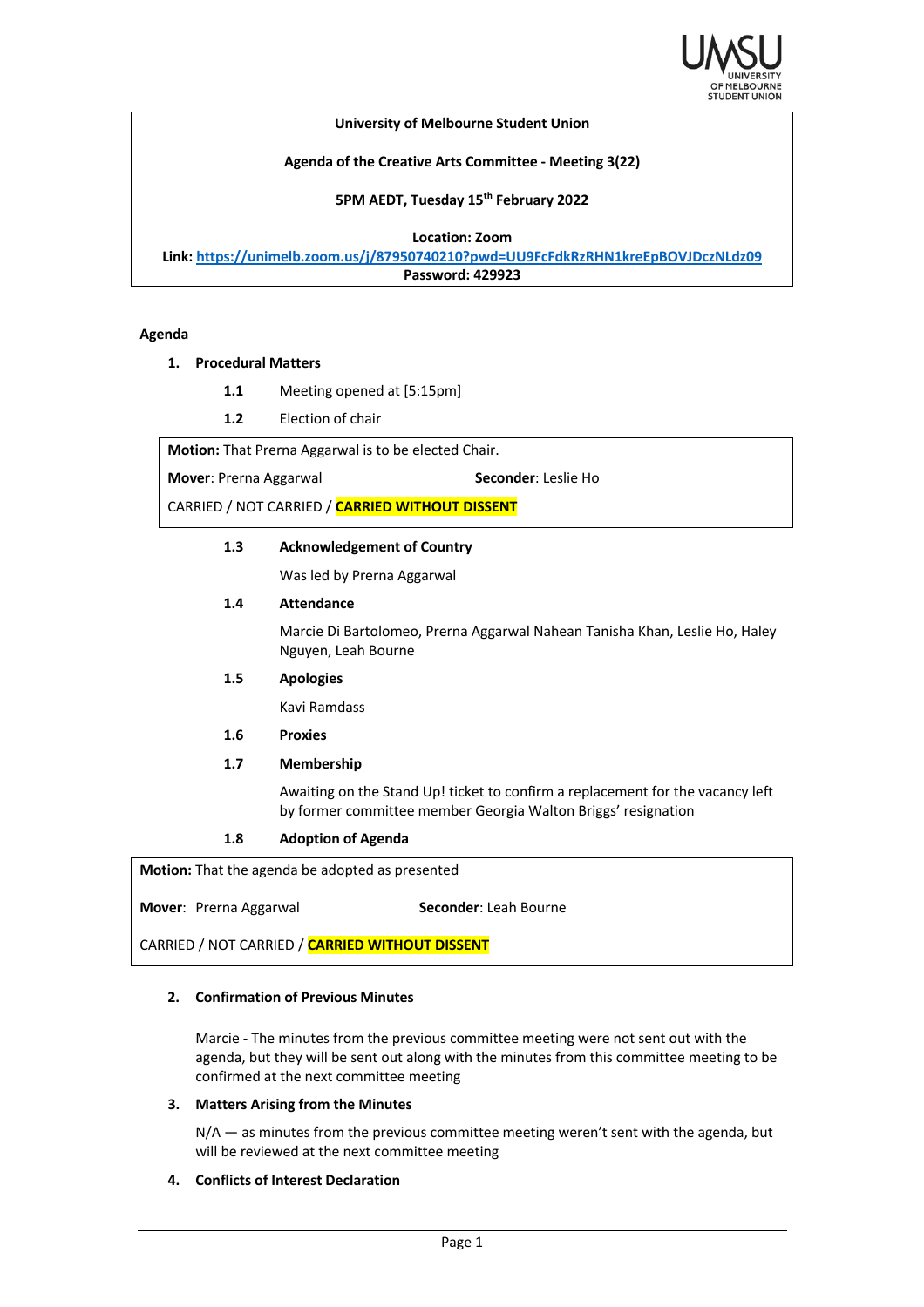**University of Melbourne Student Union**

**Agenda of the Creative Arts Committee - Meeting 3(22)**

**5PM AEDT, Tuesday 15th February 2022**

**Location: Zoom**
**Link: https://unimelb.zoom.us/j/87950740210?pwd=UU9FcFdkRzRHN1kreEpBOVJDczNLdz09**
**Password: 429923**

**Agenda**

1. **Procedural Matters**

   **1.1** Meeting opened at [5:15pm]

   **1.2** Election of chair

| **Motion:** That Prerna Aggarwal is to be elected Chair. | |
|---|---|
| **Mover**: Prerna Aggarwal | **Seconder**: Leslie Ho |
| CARRIED / NOT CARRIED / **CARRIED WITHOUT DISSENT** | |

   **1.3 Acknowledgement of Country**

   Was led by Prerna Aggarwal

   **1.4 Attendance**

   Marcie Di Bartolomeo, Prerna Aggarwal Nahean Tanisha Khan, Leslie Ho, Haley Nguyen, Leah Bourne

   **1.5 Apologies**

   Kavi Ramdass

   **1.6 Proxies**

   **1.7 Membership**

   Awaiting on the Stand Up! ticket to confirm a replacement for the vacancy left by former committee member Georgia Walton Briggs' resignation

   **1.8 Adoption of Agenda**

| **Motion:** That the agenda be adopted as presented | |
|---|---|
| **Mover**: Prerna Aggarwal | **Seconder**: Leah Bourne |
| CARRIED / NOT CARRIED / **CARRIED WITHOUT DISSENT** | |

2. **Confirmation of Previous Minutes**

   Marcie - The minutes from the previous committee meeting were not sent out with the agenda, but they will be sent out along with the minutes from this committee meeting to be confirmed at the next committee meeting

3. **Matters Arising from the Minutes**

   N/A — as minutes from the previous committee meeting weren't sent with the agenda, but will be reviewed at the next committee meeting

4. **Conflicts of Interest Declaration**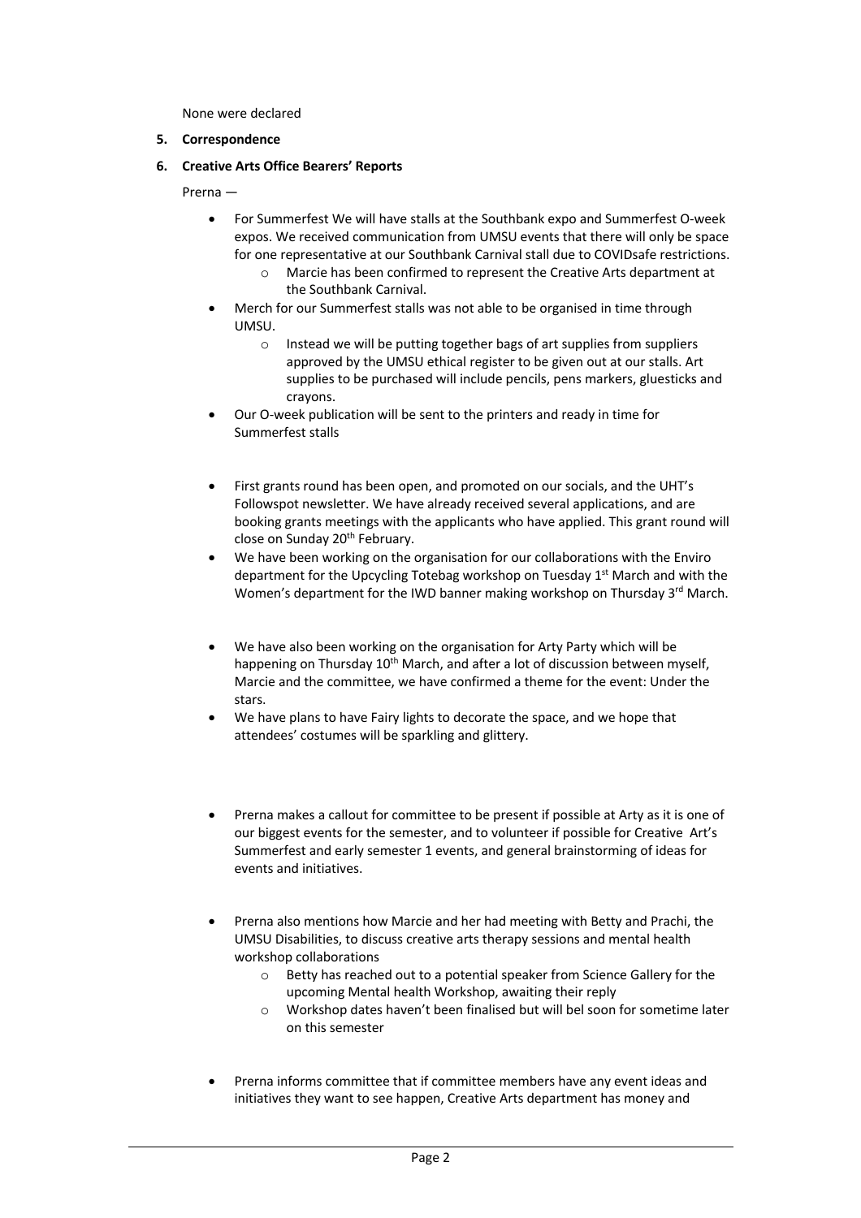None were declared

**5. Correspondence**

**6. Creative Arts Office Bearers' Reports**

Prerna —

- For Summerfest We will have stalls at the Southbank expo and Summerfest O-week expos. We received communication from UMSU events that there will only be space for one representative at our Southbank Carnival stall due to COVIDsafe restrictions.
    - Marcie has been confirmed to represent the Creative Arts department at the Southbank Carnival.
- Merch for our Summerfest stalls was not able to be organised in time through UMSU.
    - Instead we will be putting together bags of art supplies from suppliers approved by the UMSU ethical register to be given out at our stalls. Art supplies to be purchased will include pencils, pens markers, gluesticks and crayons.
- Our O-week publication will be sent to the printers and ready in time for Summerfest stalls

- First grants round has been open, and promoted on our socials, and the UHT's Followspot newsletter. We have already received several applications, and are booking grants meetings with the applicants who have applied. This grant round will close on Sunday 20th February.
- We have been working on the organisation for our collaborations with the Enviro department for the Upcycling Totebag workshop on Tuesday 1st March and with the Women's department for the IWD banner making workshop on Thursday 3rd March.

- We have also been working on the organisation for Arty Party which will be happening on Thursday 10th March, and after a lot of discussion between myself, Marcie and the committee, we have confirmed a theme for the event: Under the stars.
- We have plans to have Fairy lights to decorate the space, and we hope that attendees' costumes will be sparkling and glittery.

- Prerna makes a callout for committee to be present if possible at Arty as it is one of our biggest events for the semester, and to volunteer if possible for Creative Art's Summerfest and early semester 1 events, and general brainstorming of ideas for events and initiatives.

- Prerna also mentions how Marcie and her had meeting with Betty and Prachi, the UMSU Disabilities, to discuss creative arts therapy sessions and mental health workshop collaborations
    - Betty has reached out to a potential speaker from Science Gallery for the upcoming Mental health Workshop, awaiting their reply
    - Workshop dates haven't been finalised but will bel soon for sometime later on this semester

- Prerna informs committee that if committee members have any event ideas and initiatives they want to see happen, Creative Arts department has money and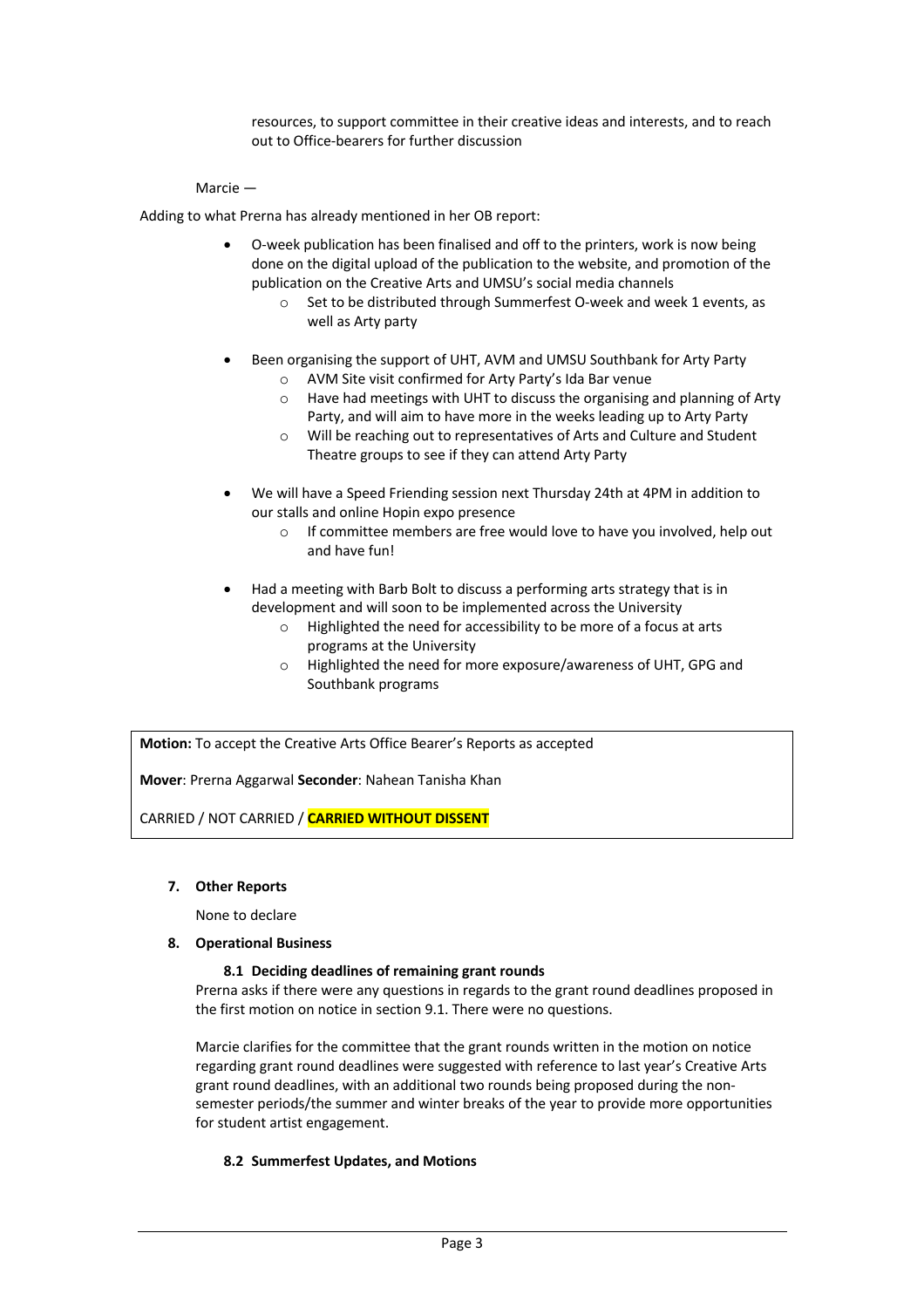resources, to support committee in their creative ideas and interests, and to reach out to Office-bearers for further discussion

Marcie —

Adding to what Prerna has already mentioned in her OB report:

- O-week publication has been finalised and off to the printers, work is now being done on the digital upload of the publication to the website, and promotion of the publication on the Creative Arts and UMSU's social media channels
    - Set to be distributed through Summerfest O-week and week 1 events, as well as Arty party
- Been organising the support of UHT, AVM and UMSU Southbank for Arty Party
    - AVM Site visit confirmed for Arty Party's Ida Bar venue
    - Have had meetings with UHT to discuss the organising and planning of Arty Party, and will aim to have more in the weeks leading up to Arty Party
    - Will be reaching out to representatives of Arts and Culture and Student Theatre groups to see if they can attend Arty Party
- We will have a Speed Friending session next Thursday 24th at 4PM in addition to our stalls and online Hopin expo presence
    - If committee members are free would love to have you involved, help out and have fun!
- Had a meeting with Barb Bolt to discuss a performing arts strategy that is in development and will soon to be implemented across the University
    - Highlighted the need for accessibility to be more of a focus at arts programs at the University
    - Highlighted the need for more exposure/awareness of UHT, GPG and Southbank programs

**Motion:** To accept the Creative Arts Office Bearer's Reports as accepted

**Mover**: Prerna Aggarwal **Seconder**: Nahean Tanisha Khan

CARRIED / NOT CARRIED / **CARRIED WITHOUT DISSENT**

**7. Other Reports**

None to declare

**8. Operational Business**

**8.1 Deciding deadlines of remaining grant rounds**

Prerna asks if there were any questions in regards to the grant round deadlines proposed in the first motion on notice in section 9.1. There were no questions.

Marcie clarifies for the committee that the grant rounds written in the motion on notice regarding grant round deadlines were suggested with reference to last year's Creative Arts grant round deadlines, with an additional two rounds being proposed during the non-semester periods/the summer and winter breaks of the year to provide more opportunities for student artist engagement.

**8.2 Summerfest Updates, and Motions**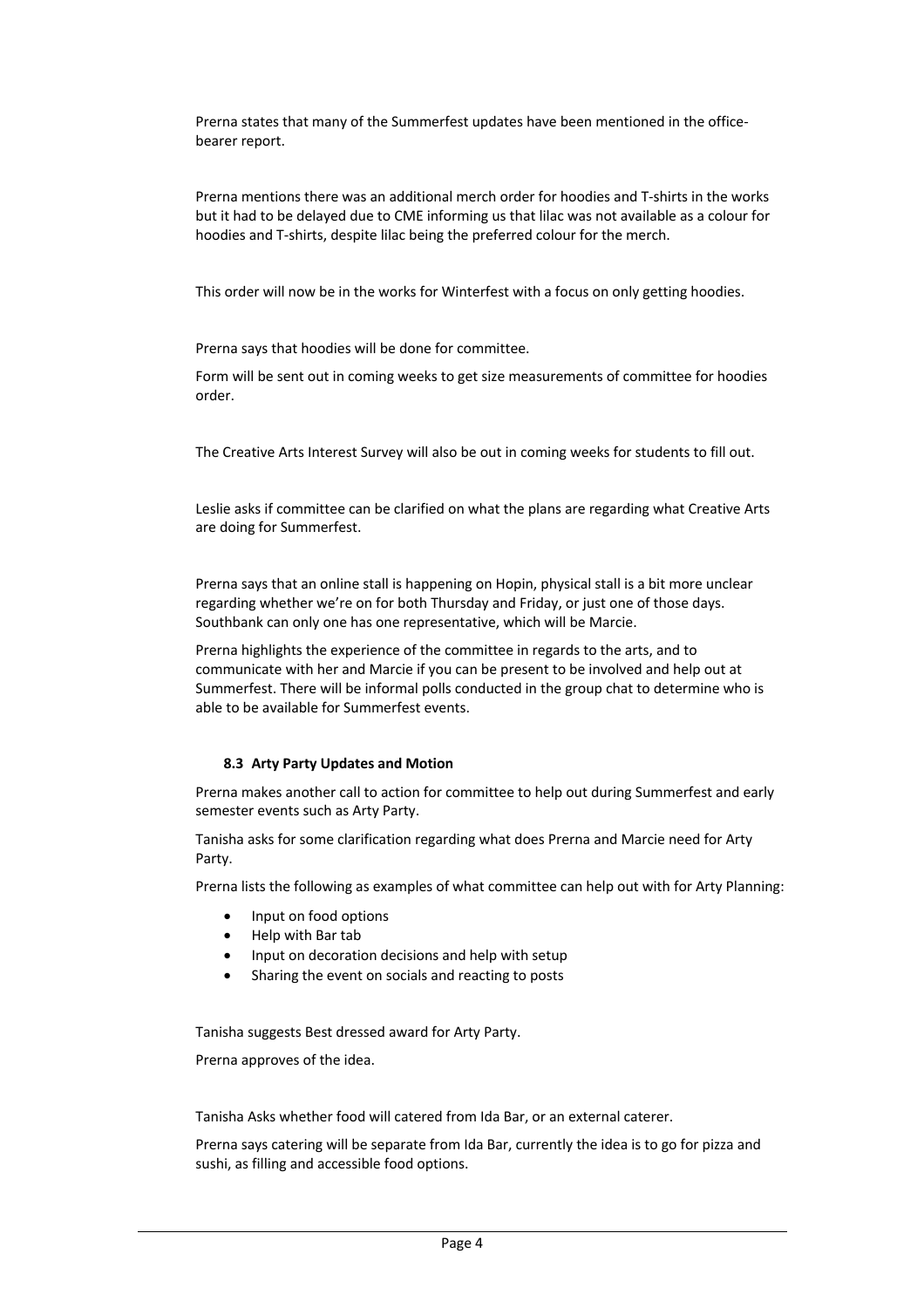Prerna states that many of the Summerfest updates have been mentioned in the office-bearer report.

Prerna mentions there was an additional merch order for hoodies and T-shirts in the works but it had to be delayed due to CME informing us that lilac was not available as a colour for hoodies and T-shirts, despite lilac being the preferred colour for the merch.

This order will now be in the works for Winterfest with a focus on only getting hoodies.

Prerna says that hoodies will be done for committee.

Form will be sent out in coming weeks to get size measurements of committee for hoodies order.

The Creative Arts Interest Survey will also be out in coming weeks for students to fill out.

Leslie asks if committee can be clarified on what the plans are regarding what Creative Arts are doing for Summerfest.

Prerna says that an online stall is happening on Hopin, physical stall is a bit more unclear regarding whether we're on for both Thursday and Friday, or just one of those days. Southbank can only one has one representative, which will be Marcie.

Prerna highlights the experience of the committee in regards to the arts, and to communicate with her and Marcie if you can be present to be involved and help out at Summerfest. There will be informal polls conducted in the group chat to determine who is able to be available for Summerfest events.

### 8.3 Arty Party Updates and Motion

Prerna makes another call to action for committee to help out during Summerfest and early semester events such as Arty Party.

Tanisha asks for some clarification regarding what does Prerna and Marcie need for Arty Party.

Prerna lists the following as examples of what committee can help out with for Arty Planning:

- Input on food options
- Help with Bar tab
- Input on decoration decisions and help with setup
- Sharing the event on socials and reacting to posts

Tanisha suggests Best dressed award for Arty Party.

Prerna approves of the idea.

Tanisha Asks whether food will catered from Ida Bar, or an external caterer.

Prerna says catering will be separate from Ida Bar, currently the idea is to go for pizza and sushi, as filling and accessible food options.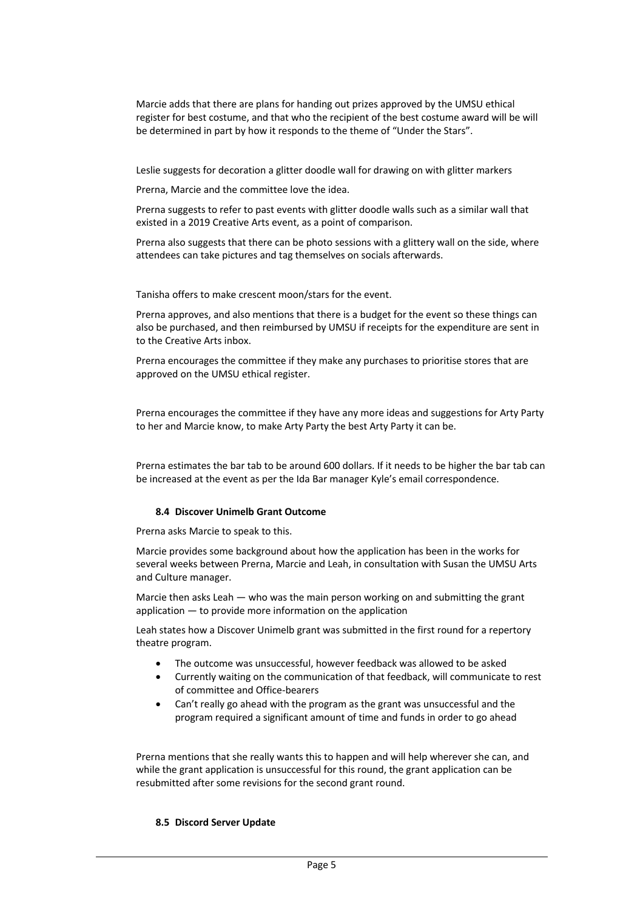Marcie adds that there are plans for handing out prizes approved by the UMSU ethical register for best costume, and that who the recipient of the best costume award will be will be determined in part by how it responds to the theme of "Under the Stars".

Leslie suggests for decoration a glitter doodle wall for drawing on with glitter markers

Prerna, Marcie and the committee love the idea.

Prerna suggests to refer to past events with glitter doodle walls such as a similar wall that existed in a 2019 Creative Arts event, as a point of comparison.

Prerna also suggests that there can be photo sessions with a glittery wall on the side, where attendees can take pictures and tag themselves on socials afterwards.

Tanisha offers to make crescent moon/stars for the event.

Prerna approves, and also mentions that there is a budget for the event so these things can also be purchased, and then reimbursed by UMSU if receipts for the expenditure are sent in to the Creative Arts inbox.

Prerna encourages the committee if they make any purchases to prioritise stores that are approved on the UMSU ethical register.

Prerna encourages the committee if they have any more ideas and suggestions for Arty Party to her and Marcie know, to make Arty Party the best Arty Party it can be.

Prerna estimates the bar tab to be around 600 dollars. If it needs to be higher the bar tab can be increased at the event as per the Ida Bar manager Kyle's email correspondence.

#### 8.4 Discover Unimelb Grant Outcome

Prerna asks Marcie to speak to this.

Marcie provides some background about how the application has been in the works for several weeks between Prerna, Marcie and Leah, in consultation with Susan the UMSU Arts and Culture manager.

Marcie then asks Leah — who was the main person working on and submitting the grant application — to provide more information on the application

Leah states how a Discover Unimelb grant was submitted in the first round for a repertory theatre program.

- The outcome was unsuccessful, however feedback was allowed to be asked
- Currently waiting on the communication of that feedback, will communicate to rest of committee and Office-bearers
- Can't really go ahead with the program as the grant was unsuccessful and the program required a significant amount of time and funds in order to go ahead

Prerna mentions that she really wants this to happen and will help wherever she can, and while the grant application is unsuccessful for this round, the grant application can be resubmitted after some revisions for the second grant round.

#### 8.5 Discord Server Update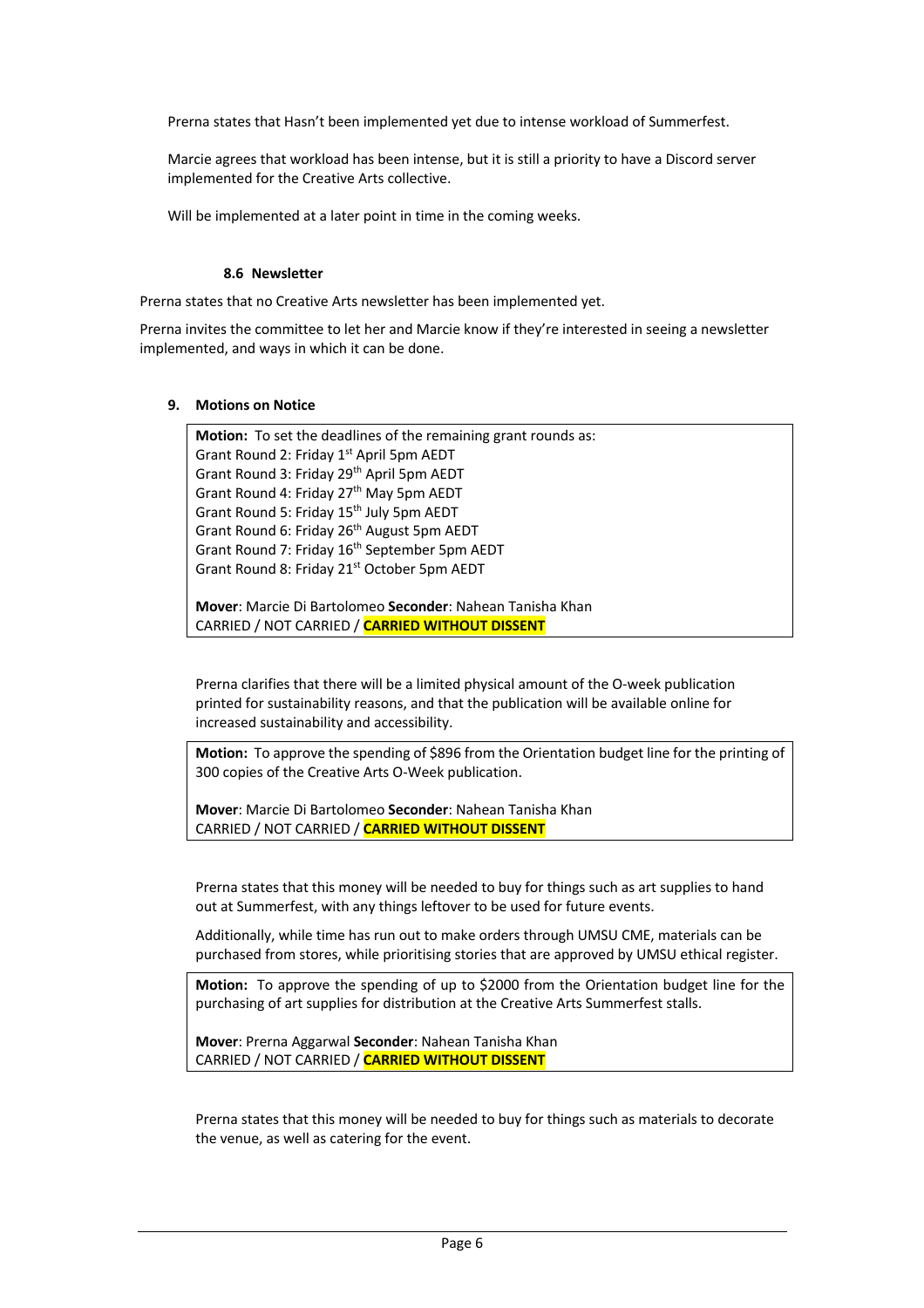Prerna states that Hasn't been implemented yet due to intense workload of Summerfest.

Marcie agrees that workload has been intense, but it is still a priority to have a Discord server implemented for the Creative Arts collective.

Will be implemented at a later point in time in the coming weeks.

#### 8.6 Newsletter

Prerna states that no Creative Arts newsletter has been implemented yet.

Prerna invites the committee to let her and Marcie know if they're interested in seeing a newsletter implemented, and ways in which it can be done.

### 9. Motions on Notice

**Motion:** To set the deadlines of the remaining grant rounds as:
Grant Round 2: Friday 1st April 5pm AEDT
Grant Round 3: Friday 29th April 5pm AEDT
Grant Round 4: Friday 27th May 5pm AEDT
Grant Round 5: Friday 15th July 5pm AEDT
Grant Round 6: Friday 26th August 5pm AEDT
Grant Round 7: Friday 16th September 5pm AEDT
Grant Round 8: Friday 21st October 5pm AEDT

**Mover**: Marcie Di Bartolomeo **Seconder**: Nahean Tanisha Khan
CARRIED / NOT CARRIED / **CARRIED WITHOUT DISSENT**

Prerna clarifies that there will be a limited physical amount of the O-week publication printed for sustainability reasons, and that the publication will be available online for increased sustainability and accessibility.

**Motion:** To approve the spending of $896 from the Orientation budget line for the printing of 300 copies of the Creative Arts O-Week publication.

**Mover**: Marcie Di Bartolomeo **Seconder**: Nahean Tanisha Khan
CARRIED / NOT CARRIED / **CARRIED WITHOUT DISSENT**

Prerna states that this money will be needed to buy for things such as art supplies to hand out at Summerfest, with any things leftover to be used for future events.

Additionally, while time has run out to make orders through UMSU CME, materials can be purchased from stores, while prioritising stories that are approved by UMSU ethical register.

**Motion:** To approve the spending of up to $2000 from the Orientation budget line for the purchasing of art supplies for distribution at the Creative Arts Summerfest stalls.

**Mover**: Prerna Aggarwal **Seconder**: Nahean Tanisha Khan
CARRIED / NOT CARRIED / **CARRIED WITHOUT DISSENT**

Prerna states that this money will be needed to buy for things such as materials to decorate the venue, as well as catering for the event.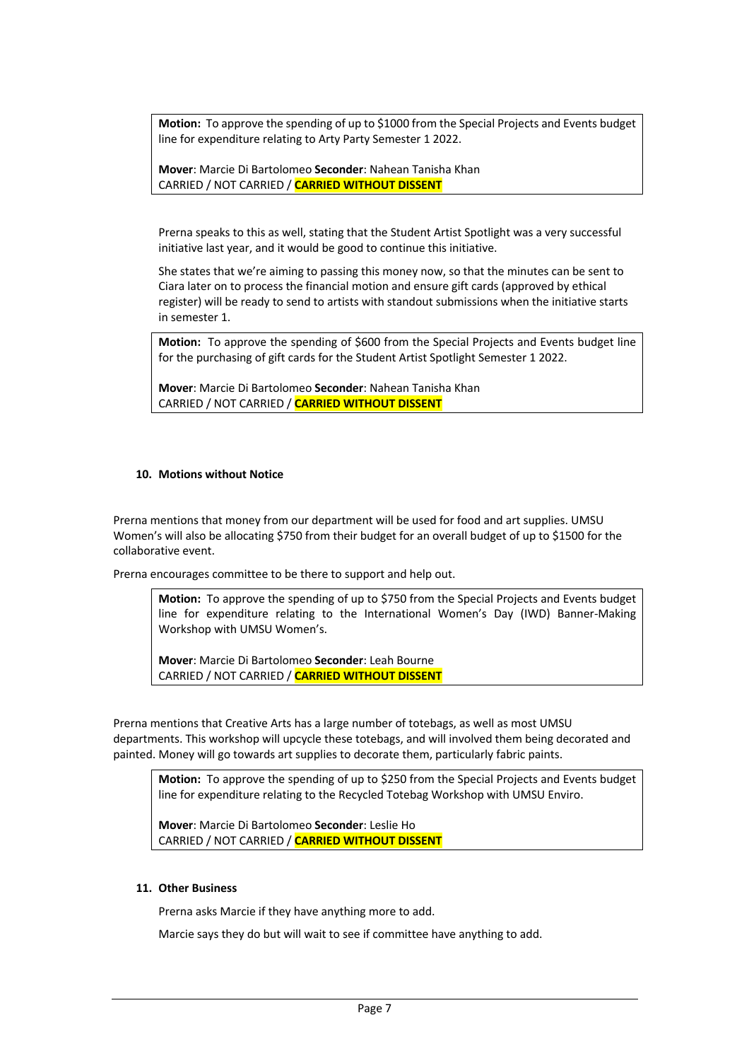**Motion:** To approve the spending of up to $1000 from the Special Projects and Events budget line for expenditure relating to Arty Party Semester 1 2022.

**Mover**: Marcie Di Bartolomeo **Seconder**: Nahean Tanisha Khan
CARRIED / NOT CARRIED / **CARRIED WITHOUT DISSENT**

Prerna speaks to this as well, stating that the Student Artist Spotlight was a very successful initiative last year, and it would be good to continue this initiative.

She states that we're aiming to passing this money now, so that the minutes can be sent to Ciara later on to process the financial motion and ensure gift cards (approved by ethical register) will be ready to send to artists with standout submissions when the initiative starts in semester 1.

**Motion:** To approve the spending of $600 from the Special Projects and Events budget line for the purchasing of gift cards for the Student Artist Spotlight Semester 1 2022.

**Mover**: Marcie Di Bartolomeo **Seconder**: Nahean Tanisha Khan
CARRIED / NOT CARRIED / **CARRIED WITHOUT DISSENT**

## 10. Motions without Notice

Prerna mentions that money from our department will be used for food and art supplies. UMSU Women's will also be allocating $750 from their budget for an overall budget of up to $1500 for the collaborative event.

Prerna encourages committee to be there to support and help out.

**Motion:** To approve the spending of up to $750 from the Special Projects and Events budget line for expenditure relating to the International Women's Day (IWD) Banner-Making Workshop with UMSU Women's.

**Mover**: Marcie Di Bartolomeo **Seconder**: Leah Bourne
CARRIED / NOT CARRIED / **CARRIED WITHOUT DISSENT**

Prerna mentions that Creative Arts has a large number of totebags, as well as most UMSU departments. This workshop will upcycle these totebags, and will involved them being decorated and painted. Money will go towards art supplies to decorate them, particularly fabric paints.

**Motion:** To approve the spending of up to $250 from the Special Projects and Events budget line for expenditure relating to the Recycled Totebag Workshop with UMSU Enviro.

**Mover**: Marcie Di Bartolomeo **Seconder**: Leslie Ho
CARRIED / NOT CARRIED / **CARRIED WITHOUT DISSENT**

## 11. Other Business

Prerna asks Marcie if they have anything more to add.

Marcie says they do but will wait to see if committee have anything to add.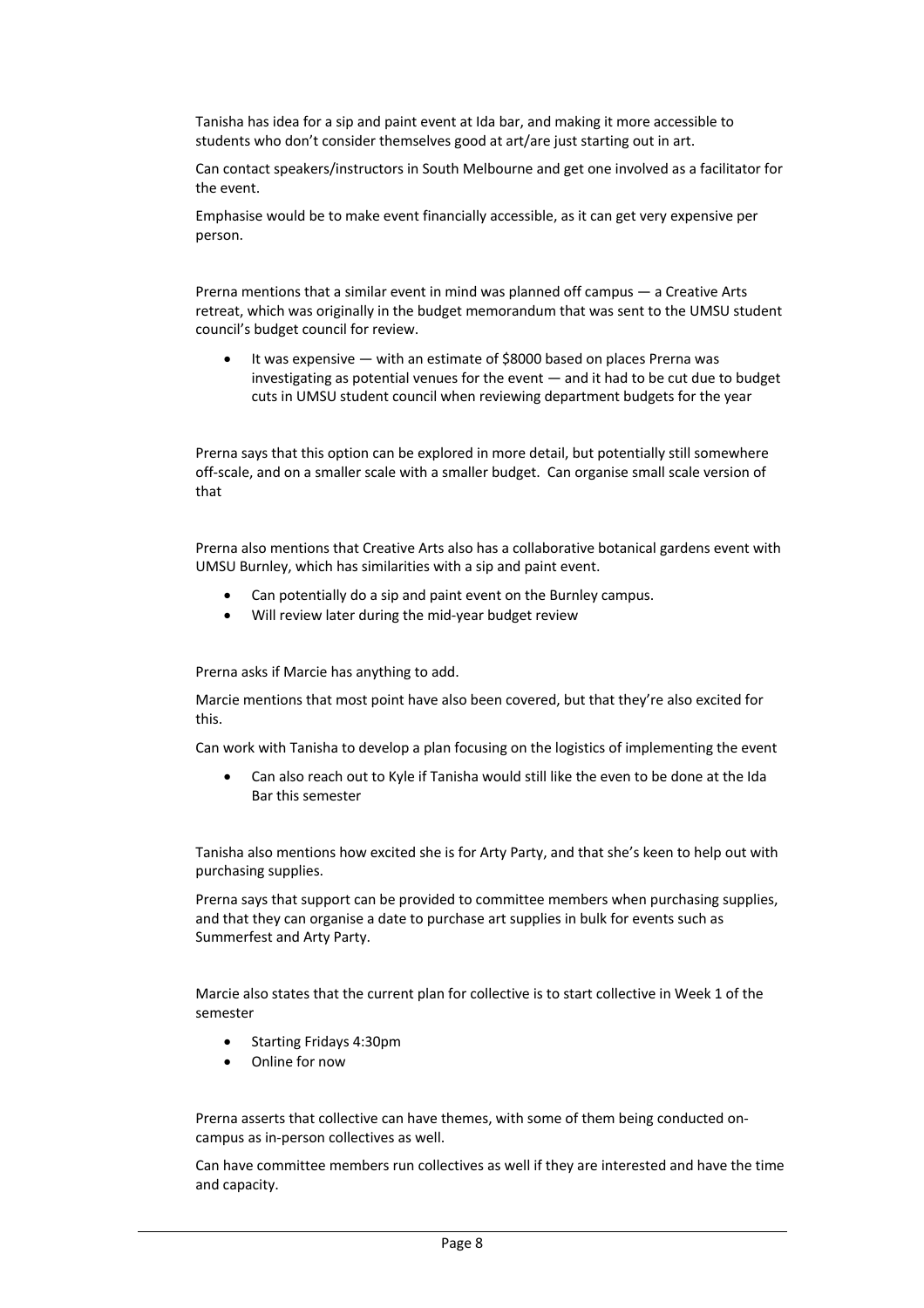Tanisha has idea for a sip and paint event at Ida bar, and making it more accessible to students who don't consider themselves good at art/are just starting out in art.

Can contact speakers/instructors in South Melbourne and get one involved as a facilitator for the event.

Emphasise would be to make event financially accessible, as it can get very expensive per person.

Prerna mentions that a similar event in mind was planned off campus — a Creative Arts retreat, which was originally in the budget memorandum that was sent to the UMSU student council's budget council for review.

- It was expensive — with an estimate of $8000 based on places Prerna was investigating as potential venues for the event — and it had to be cut due to budget cuts in UMSU student council when reviewing department budgets for the year

Prerna says that this option can be explored in more detail, but potentially still somewhere off-scale, and on a smaller scale with a smaller budget. Can organise small scale version of that

Prerna also mentions that Creative Arts also has a collaborative botanical gardens event with UMSU Burnley, which has similarities with a sip and paint event.

- Can potentially do a sip and paint event on the Burnley campus.
- Will review later during the mid-year budget review

Prerna asks if Marcie has anything to add.

Marcie mentions that most point have also been covered, but that they're also excited for this.

Can work with Tanisha to develop a plan focusing on the logistics of implementing the event

- Can also reach out to Kyle if Tanisha would still like the even to be done at the Ida Bar this semester

Tanisha also mentions how excited she is for Arty Party, and that she's keen to help out with purchasing supplies.

Prerna says that support can be provided to committee members when purchasing supplies, and that they can organise a date to purchase art supplies in bulk for events such as Summerfest and Arty Party.

Marcie also states that the current plan for collective is to start collective in Week 1 of the semester

- Starting Fridays 4:30pm
- Online for now

Prerna asserts that collective can have themes, with some of them being conducted on-campus as in-person collectives as well.

Can have committee members run collectives as well if they are interested and have the time and capacity.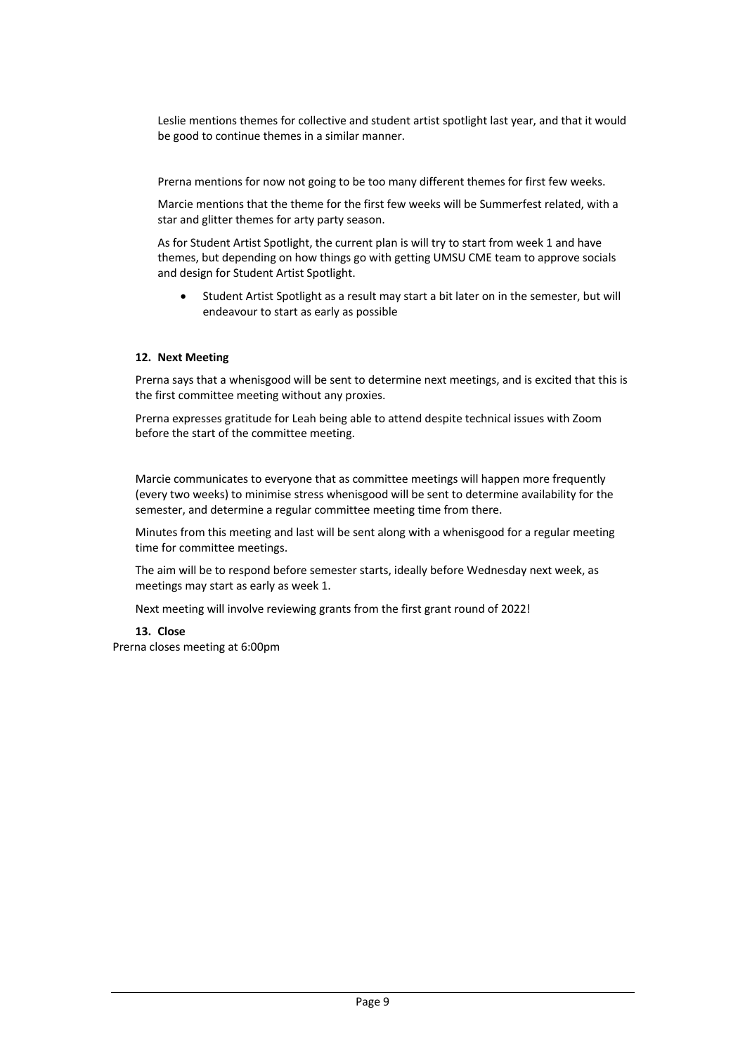Leslie mentions themes for collective and student artist spotlight last year, and that it would be good to continue themes in a similar manner.

Prerna mentions for now not going to be too many different themes for first few weeks.

Marcie mentions that the theme for the first few weeks will be Summerfest related, with a star and glitter themes for arty party season.

As for Student Artist Spotlight, the current plan is will try to start from week 1 and have themes, but depending on how things go with getting UMSU CME team to approve socials and design for Student Artist Spotlight.

- Student Artist Spotlight as a result may start a bit later on in the semester, but will endeavour to start as early as possible

**12. Next Meeting**

Prerna says that a whenisgood will be sent to determine next meetings, and is excited that this is the first committee meeting without any proxies.

Prerna expresses gratitude for Leah being able to attend despite technical issues with Zoom before the start of the committee meeting.

Marcie communicates to everyone that as committee meetings will happen more frequently (every two weeks) to minimise stress whenisgood will be sent to determine availability for the semester, and determine a regular committee meeting time from there.

Minutes from this meeting and last will be sent along with a whenisgood for a regular meeting time for committee meetings.

The aim will be to respond before semester starts, ideally before Wednesday next week, as meetings may start as early as week 1.

Next meeting will involve reviewing grants from the first grant round of 2022!

**13. Close**

Prerna closes meeting at 6:00pm